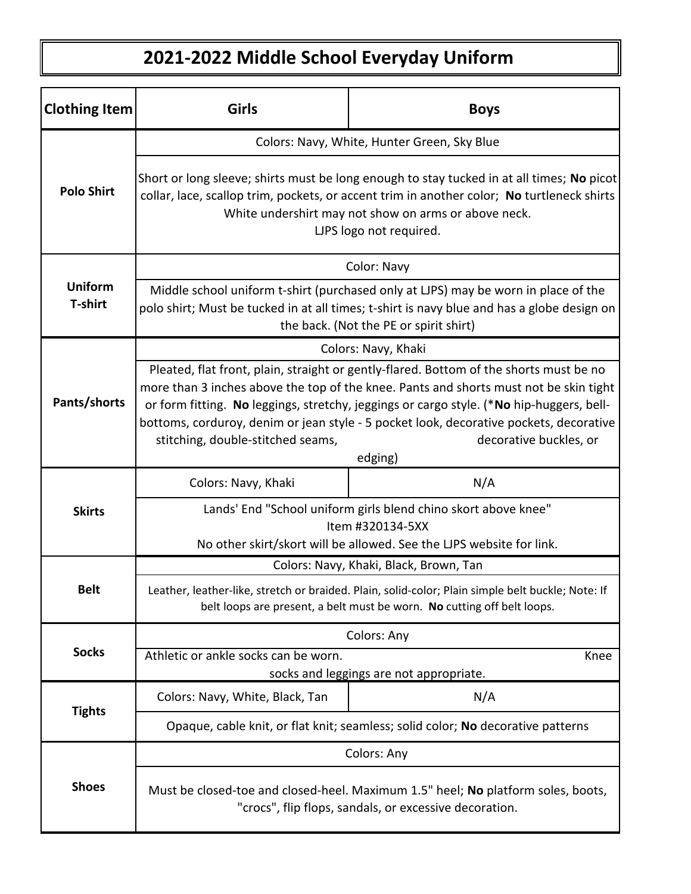# 2021-2022 Middle School Everyday Uniform

| Clothing Item | Girls | Boys |
|---|---|---|
| Polo Shirt | Colors: Navy, White, Hunter Green, Sky Blue | |
| | Short or long sleeve; shirts must be long enough to stay tucked in at all times; **No** picot collar, lace, scallop trim, pockets, or accent trim in another color; **No** turtleneck shirts White undershirt may not show on arms or above neck. LJPS logo not required. | |
| Uniform T-shirt | Color: Navy | |
| | Middle school uniform t-shirt (purchased only at LJPS) may be worn in place of the polo shirt; Must be tucked in at all times; t-shirt is navy blue and has a globe design on the back. (Not the PE or spirit shirt) | |
| Pants/shorts | Colors: Navy, Khaki | |
| | Pleated, flat front, plain, straight or gently-flared. Bottom of the shorts must be no more than 3 inches above the top of the knee. Pants and shorts must not be skin tight or form fitting. **No** leggings, stretchy, jeggings or cargo style. (***No** hip-huggers, bell-bottoms, corduroy, denim or jean style - 5 pocket look, decorative pockets, decorative stitching, double-stitched seams, decorative buckles, or edging) | |
| Skirts | Colors: Navy, Khaki | N/A |
| | Lands' End "School uniform girls blend chino skort above knee" Item #320134-5XX No other skirt/skort will be allowed. See the LJPS website for link. | |
| Belt | Colors: Navy, Khaki, Black, Brown, Tan | |
| | Leather, leather-like, stretch or braided. Plain, solid-color; Plain simple belt buckle; Note: If belt loops are present, a belt must be worn. **No** cutting off belt loops. | |
| Socks | Colors: Any | |
| | Athletic or ankle socks can be worn. Knee socks and leggings are not appropriate. | |
| Tights | Colors: Navy, White, Black, Tan | N/A |
| | Opaque, cable knit, or flat knit; seamless; solid color; **No** decorative patterns | |
| Shoes | Colors: Any | |
| | Must be closed-toe and closed-heel. Maximum 1.5" heel; **No** platform soles, boots, "crocs", flip flops, sandals, or excessive decoration. | |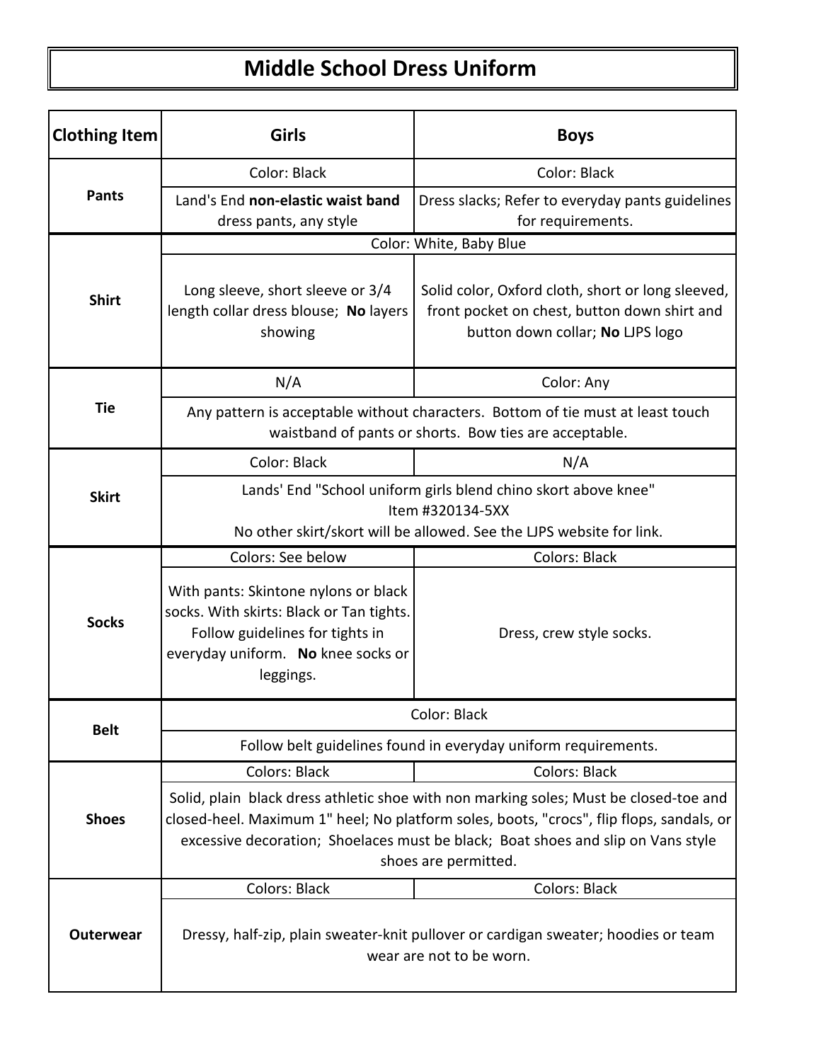# Middle School Dress Uniform

| Clothing Item | Girls | Boys |
|---|---|---|
| **Pants** | Color: Black | Color: Black |
| | Land's End **non-elastic waist band** dress pants, any style | Dress slacks; Refer to everyday pants guidelines for requirements. |
| **Shirt** | Color: White, Baby Blue | |
| | Long sleeve, short sleeve or 3/4 length collar dress blouse; **No** layers showing | Solid color, Oxford cloth, short or long sleeved, front pocket on chest, button down shirt and button down collar; **No** LJPS logo |
| **Tie** | N/A | Color: Any |
| | Any pattern is acceptable without characters. Bottom of tie must at least touch waistband of pants or shorts. Bow ties are acceptable. | |
| **Skirt** | Color: Black | N/A |
| | Lands' End "School uniform girls blend chino skort above knee" Item #320134-5XX No other skirt/skort will be allowed. See the LJPS website for link. | |
| **Socks** | Colors: See below | Colors: Black |
| | With pants: Skintone nylons or black socks. With skirts: Black or Tan tights. Follow guidelines for tights in everyday uniform. **No** knee socks or leggings. | Dress, crew style socks. |
| **Belt** | Color: Black | |
| | Follow belt guidelines found in everyday uniform requirements. | |
| **Shoes** | Colors: Black | Colors: Black |
| | Solid, plain black dress athletic shoe with non marking soles; Must be closed-toe and closed-heel. Maximum 1" heel; No platform soles, boots, "crocs", flip flops, sandals, or excessive decoration; Shoelaces must be black; Boat shoes and slip on Vans style shoes are permitted. | |
| **Outerwear** | Colors: Black | Colors: Black |
| | Dressy, half-zip, plain sweater-knit pullover or cardigan sweater; hoodies or team wear are not to be worn. | |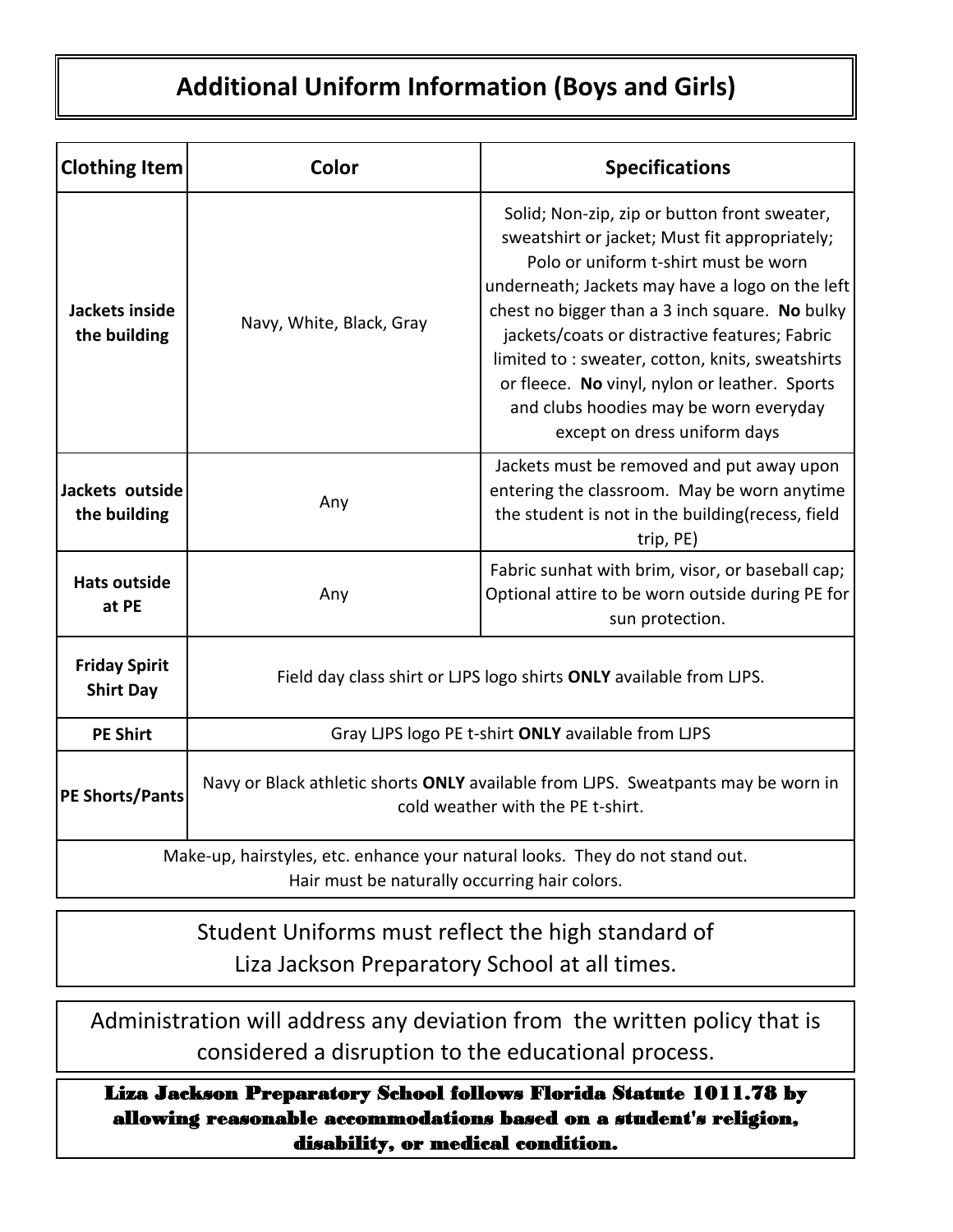# Additional Uniform Information (Boys and Girls)

| Clothing Item | Color | Specifications |
|---|---|---|
| **Jackets inside the building** | Navy, White, Black, Gray | Solid; Non-zip, zip or button front sweater, sweatshirt or jacket; Must fit appropriately; Polo or uniform t-shirt must be worn underneath; Jackets may have a logo on the left chest no bigger than a 3 inch square. **No** bulky jackets/coats or distractive features; Fabric limited to : sweater, cotton, knits, sweatshirts or fleece. **No** vinyl, nylon or leather. Sports and clubs hoodies may be worn everyday except on dress uniform days |
| **Jackets outside the building** | Any | Jackets must be removed and put away upon entering the classroom. May be worn anytime the student is not in the building(recess, field trip, PE) |
| **Hats outside at PE** | Any | Fabric sunhat with brim, visor, or baseball cap; Optional attire to be worn outside during PE for sun protection. |
| **Friday Spirit Shirt Day** | Field day class shirt or LJPS logo shirts **ONLY** available from LJPS. | |
| **PE Shirt** | Gray LJPS logo PE t-shirt **ONLY** available from LJPS | |
| **PE Shorts/Pants** | Navy or Black athletic shorts **ONLY** available from LJPS. Sweatpants may be worn in cold weather with the PE t-shirt. | |
| Make-up, hairstyles, etc. enhance your natural looks. They do not stand out. Hair must be naturally occurring hair colors. | | |

Student Uniforms must reflect the high standard of Liza Jackson Preparatory School at all times.

Administration will address any deviation from the written policy that is considered a disruption to the educational process.

**Liza Jackson Preparatory School follows Florida Statute 1011.78 by allowing reasonable accommodations based on a student's religion, disability, or medical condition.**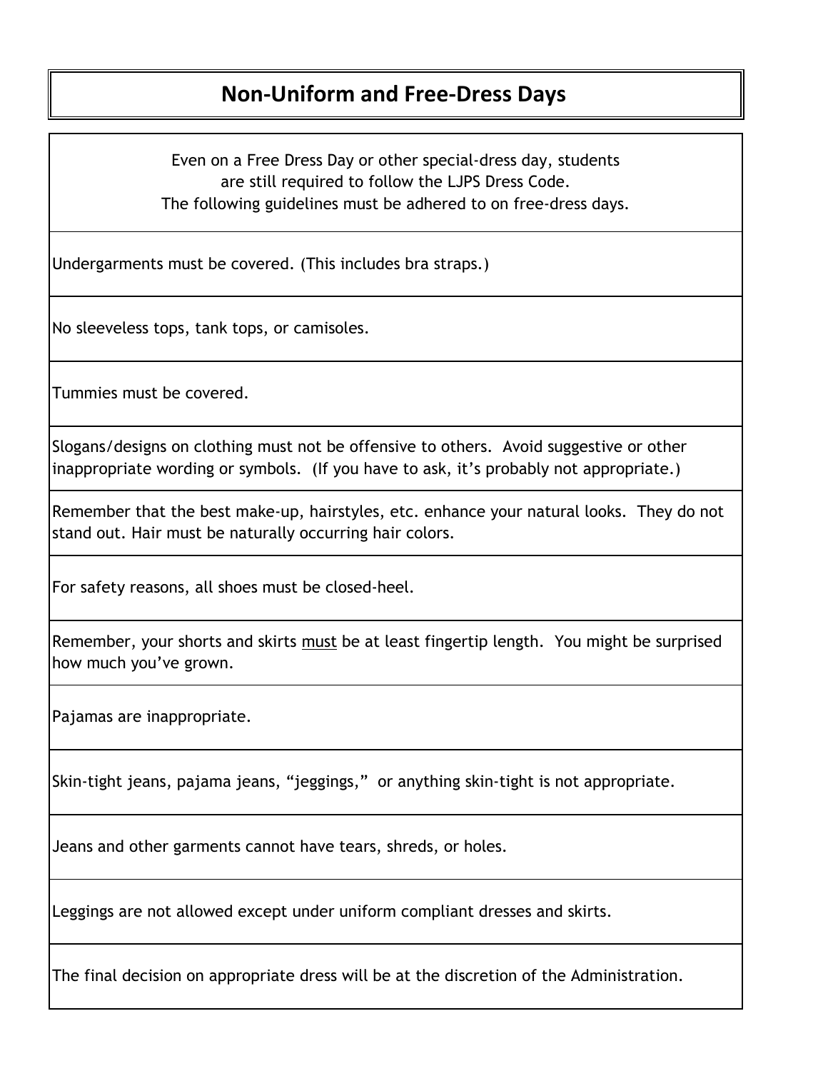# Non-Uniform and Free-Dress Days

Even on a Free Dress Day or other special-dress day, students are still required to follow the LJPS Dress Code.
The following guidelines must be adhered to on free-dress days.

Undergarments must be covered. (This includes bra straps.)

No sleeveless tops, tank tops, or camisoles.

Tummies must be covered.

Slogans/designs on clothing must not be offensive to others. Avoid suggestive or other inappropriate wording or symbols. (If you have to ask, it's probably not appropriate.)

Remember that the best make-up, hairstyles, etc. enhance your natural looks. They do not stand out. Hair must be naturally occurring hair colors.

For safety reasons, all shoes must be closed-heel.

Remember, your shorts and skirts <u>must</u> be at least fingertip length. You might be surprised how much you've grown.

Pajamas are inappropriate.

Skin-tight jeans, pajama jeans, "jeggings," or anything skin-tight is not appropriate.

Jeans and other garments cannot have tears, shreds, or holes.

Leggings are not allowed except under uniform compliant dresses and skirts.

The final decision on appropriate dress will be at the discretion of the Administration.